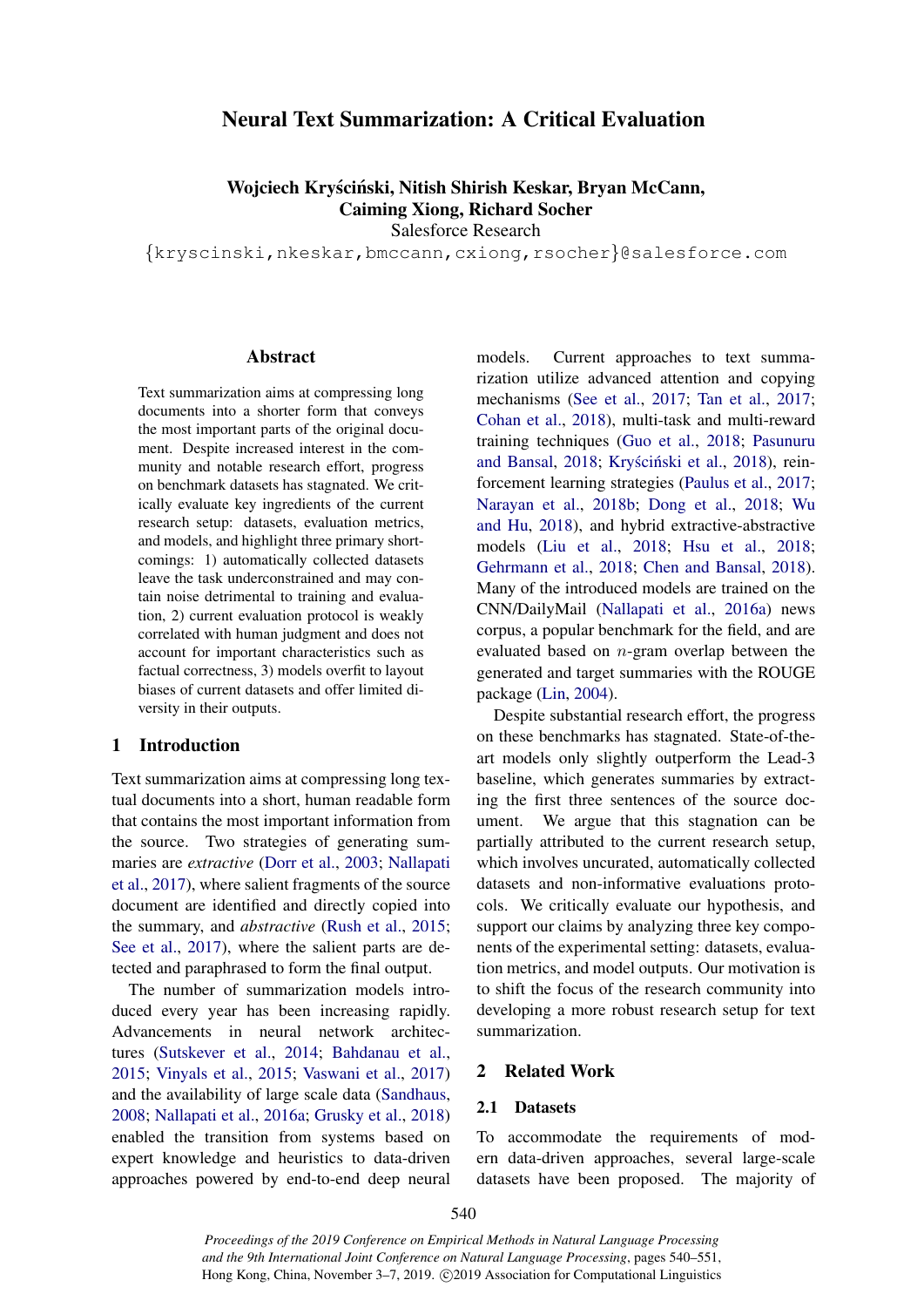# Neural Text Summarization: A Critical Evaluation

**Wojciech Kryściński, Nitish Shirish Keskar, Bryan McCann, Caiming Xiong, Richard Socher**

Salesforce Research

{kryscinski,nkeskar,bmccann,cxiong,rsocher}@salesforce.com

## Abstract

Text summarization aims at compressing long documents into a shorter form that conveys the most important parts of the original document. Despite increased interest in the community and notable research effort, progress on benchmark datasets has stagnated. We critically evaluate key ingredients of the current research setup: datasets, evaluation metrics, and models, and highlight three primary shortcomings: 1) automatically collected datasets leave the task underconstrained and may contain noise detrimental to training and evaluation, 2) current evaluation protocol is weakly correlated with human judgment and does not account for important characteristics such as factual correctness, 3) models overfit to layout biases of current datasets and offer limited diversity in their outputs.

## 1 Introduction

Text summarization aims at compressing long textual documents into a short, human readable form that contains the most important information from the source. Two strategies of generating summaries are *extractive* (Dorr et al., 2003; Nallapati et al., 2017), where salient fragments of the source document are identified and directly copied into the summary, and *abstractive* (Rush et al., 2015; See et al., 2017), where the salient parts are detected and paraphrased to form the final output.

The number of summarization models introduced every year has been increasing rapidly. Advancements in neural network architectures (Sutskever et al., 2014; Bahdanau et al., 2015; Vinyals et al., 2015; Vaswani et al., 2017) and the availability of large scale data (Sandhaus, 2008; Nallapati et al., 2016a; Grusky et al., 2018) enabled the transition from systems based on expert knowledge and heuristics to data-driven approaches powered by end-to-end deep neural models. Current approaches to text summarization utilize advanced attention and copying mechanisms (See et al., 2017; Tan et al., 2017; Cohan et al., 2018), multi-task and multi-reward training techniques (Guo et al., 2018; Pasunuru and Bansal, 2018; Kryściński et al., 2018), reinforcement learning strategies (Paulus et al., 2017; Narayan et al., 2018b; Dong et al., 2018; Wu and Hu, 2018), and hybrid extractive-abstractive models (Liu et al., 2018; Hsu et al., 2018; Gehrmann et al., 2018; Chen and Bansal, 2018). Many of the introduced models are trained on the CNN/DailyMail (Nallapati et al., 2016a) news corpus, a popular benchmark for the field, and are evaluated based on $n$-gram overlap between the generated and target summaries with the ROUGE package (Lin, 2004).

Despite substantial research effort, the progress on these benchmarks has stagnated. State-of-the-art models only slightly outperform the Lead-3 baseline, which generates summaries by extracting the first three sentences of the source document. We argue that this stagnation can be partially attributed to the current research setup, which involves uncurated, automatically collected datasets and non-informative evaluations protocols. We critically evaluate our hypothesis, and support our claims by analyzing three key components of the experimental setting: datasets, evaluation metrics, and model outputs. Our motivation is to shift the focus of the research community into developing a more robust research setup for text summarization.

## 2 Related Work

### 2.1 Datasets

To accommodate the requirements of modern data-driven approaches, several large-scale datasets have been proposed. The majority of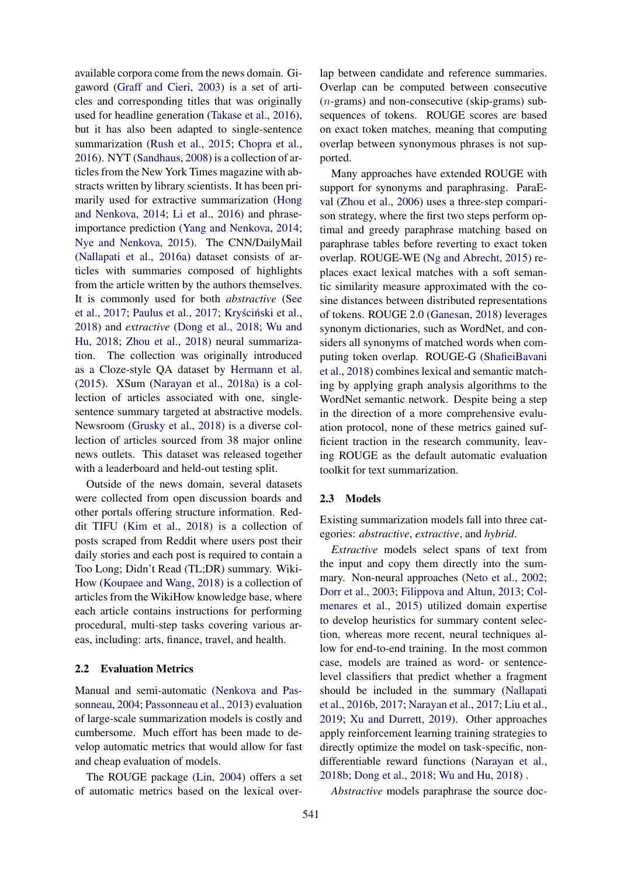available corpora come from the news domain. Gigaword (Graff and Cieri, 2003) is a set of articles and corresponding titles that was originally used for headline generation (Takase et al., 2016), but it has also been adapted to single-sentence summarization (Rush et al., 2015; Chopra et al., 2016). NYT (Sandhaus, 2008) is a collection of articles from the New York Times magazine with abstracts written by library scientists. It has been primarily used for extractive summarization (Hong and Nenkova, 2014; Li et al., 2016) and phrase-importance prediction (Yang and Nenkova, 2014; Nye and Nenkova, 2015). The CNN/DailyMail (Nallapati et al., 2016a) dataset consists of articles with summaries composed of highlights from the article written by the authors themselves. It is commonly used for both *abstractive* (See et al., 2017; Paulus et al., 2017; Kryściński et al., 2018) and *extractive* (Dong et al., 2018; Wu and Hu, 2018; Zhou et al., 2018) neural summarization. The collection was originally introduced as a Cloze-style QA dataset by Hermann et al. (2015). XSum (Narayan et al., 2018a) is a collection of articles associated with one, single-sentence summary targeted at abstractive models. Newsroom (Grusky et al., 2018) is a diverse collection of articles sourced from 38 major online news outlets. This dataset was released together with a leaderboard and held-out testing split.

Outside of the news domain, several datasets were collected from open discussion boards and other portals offering structure information. Reddit TIFU (Kim et al., 2018) is a collection of posts scraped from Reddit where users post their daily stories and each post is required to contain a Too Long; Didn't Read (TL;DR) summary. WikiHow (Koupaee and Wang, 2018) is a collection of articles from the WikiHow knowledge base, where each article contains instructions for performing procedural, multi-step tasks covering various areas, including: arts, finance, travel, and health.

## 2.2 Evaluation Metrics

Manual and semi-automatic (Nenkova and Passonneau, 2004; Passonneau et al., 2013) evaluation of large-scale summarization models is costly and cumbersome. Much effort has been made to develop automatic metrics that would allow for fast and cheap evaluation of models.

The ROUGE package (Lin, 2004) offers a set of automatic metrics based on the lexical overlap between candidate and reference summaries. Overlap can be computed between consecutive ($n$-grams) and non-consecutive (skip-grams) subsequences of tokens. ROUGE scores are based on exact token matches, meaning that computing overlap between synonymous phrases is not supported.

Many approaches have extended ROUGE with support for synonyms and paraphrasing. ParaEval (Zhou et al., 2006) uses a three-step comparison strategy, where the first two steps perform optimal and greedy paraphrase matching based on paraphrase tables before reverting to exact token overlap. ROUGE-WE (Ng and Abrecht, 2015) replaces exact lexical matches with a soft semantic similarity measure approximated with the cosine distances between distributed representations of tokens. ROUGE 2.0 (Ganesan, 2018) leverages synonym dictionaries, such as WordNet, and considers all synonyms of matched words when computing token overlap. ROUGE-G (ShafieiBavani et al., 2018) combines lexical and semantic matching by applying graph analysis algorithms to the WordNet semantic network. Despite being a step in the direction of a more comprehensive evaluation protocol, none of these metrics gained sufficient traction in the research community, leaving ROUGE as the default automatic evaluation toolkit for text summarization.

## 2.3 Models

Existing summarization models fall into three categories: *abstractive*, *extractive*, and *hybrid*.

*Extractive* models select spans of text from the input and copy them directly into the summary. Non-neural approaches (Neto et al., 2002; Dorr et al., 2003; Filippova and Altun, 2013; Colmenares et al., 2015) utilized domain expertise to develop heuristics for summary content selection, whereas more recent, neural techniques allow for end-to-end training. In the most common case, models are trained as word- or sentence-level classifiers that predict whether a fragment should be included in the summary (Nallapati et al., 2016b, 2017; Narayan et al., 2017; Liu et al., 2019; Xu and Durrett, 2019). Other approaches apply reinforcement learning training strategies to directly optimize the model on task-specific, non-differentiable reward functions (Narayan et al., 2018b; Dong et al., 2018; Wu and Hu, 2018) .

*Abstractive* models paraphrase the source doc-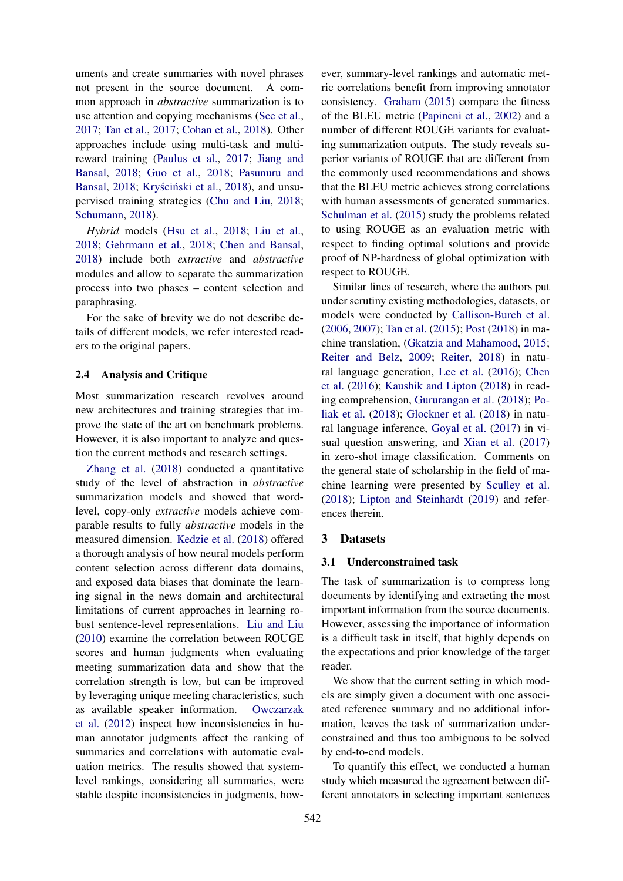uments and create summaries with novel phrases not present in the source document. A common approach in *abstractive* summarization is to use attention and copying mechanisms (See et al., 2017; Tan et al., 2017; Cohan et al., 2018). Other approaches include using multi-task and multi-reward training (Paulus et al., 2017; Jiang and Bansal, 2018; Guo et al., 2018; Pasunuru and Bansal, 2018; Kryściński et al., 2018), and unsupervised training strategies (Chu and Liu, 2018; Schumann, 2018).

*Hybrid* models (Hsu et al., 2018; Liu et al., 2018; Gehrmann et al., 2018; Chen and Bansal, 2018) include both *extractive* and *abstractive* modules and allow to separate the summarization process into two phases – content selection and paraphrasing.

For the sake of brevity we do not describe details of different models, we refer interested readers to the original papers.

### 2.4 Analysis and Critique

Most summarization research revolves around new architectures and training strategies that improve the state of the art on benchmark problems. However, it is also important to analyze and question the current methods and research settings.

Zhang et al. (2018) conducted a quantitative study of the level of abstraction in *abstractive* summarization models and showed that word-level, copy-only *extractive* models achieve comparable results to fully *abstractive* models in the measured dimension. Kedzie et al. (2018) offered a thorough analysis of how neural models perform content selection across different data domains, and exposed data biases that dominate the learning signal in the news domain and architectural limitations of current approaches in learning robust sentence-level representations. Liu and Liu (2010) examine the correlation between ROUGE scores and human judgments when evaluating meeting summarization data and show that the correlation strength is low, but can be improved by leveraging unique meeting characteristics, such as available speaker information. Owczarzak et al. (2012) inspect how inconsistencies in human annotator judgments affect the ranking of summaries and correlations with automatic evaluation metrics. The results showed that system-level rankings, considering all summaries, were stable despite inconsistencies in judgments, however, summary-level rankings and automatic metric correlations benefit from improving annotator consistency. Graham (2015) compare the fitness of the BLEU metric (Papineni et al., 2002) and a number of different ROUGE variants for evaluating summarization outputs. The study reveals superior variants of ROUGE that are different from the commonly used recommendations and shows that the BLEU metric achieves strong correlations with human assessments of generated summaries. Schulman et al. (2015) study the problems related to using ROUGE as an evaluation metric with respect to finding optimal solutions and provide proof of NP-hardness of global optimization with respect to ROUGE.

Similar lines of research, where the authors put under scrutiny existing methodologies, datasets, or models were conducted by Callison-Burch et al. (2006, 2007); Tan et al. (2015); Post (2018) in machine translation, (Gkatzia and Mahamood, 2015; Reiter and Belz, 2009; Reiter, 2018) in natural language generation, Lee et al. (2016); Chen et al. (2016); Kaushik and Lipton (2018) in reading comprehension, Gururangan et al. (2018); Poliak et al. (2018); Glockner et al. (2018) in natural language inference, Goyal et al. (2017) in visual question answering, and Xian et al. (2017) in zero-shot image classification. Comments on the general state of scholarship in the field of machine learning were presented by Sculley et al. (2018); Lipton and Steinhardt (2019) and references therein.

## 3 Datasets

### 3.1 Underconstrained task

The task of summarization is to compress long documents by identifying and extracting the most important information from the source documents. However, assessing the importance of information is a difficult task in itself, that highly depends on the expectations and prior knowledge of the target reader.

We show that the current setting in which models are simply given a document with one associated reference summary and no additional information, leaves the task of summarization underconstrained and thus too ambiguous to be solved by end-to-end models.

To quantify this effect, we conducted a human study which measured the agreement between different annotators in selecting important sentences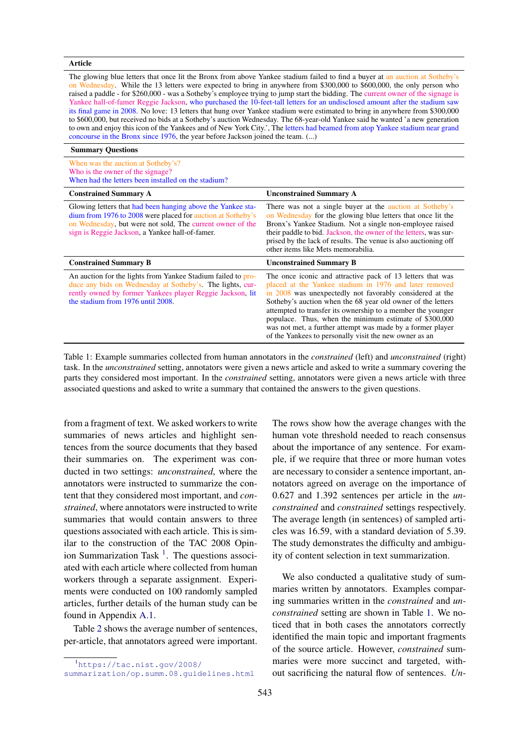| **Article** | |
|---|---|
| The glowing blue letters that once lit the Bronx from above Yankee stadium failed to find a buyer at an auction at Sotheby's on Wednesday. While the 13 letters were expected to bring in anywhere from $300,000 to $600,000, the only person who raised a paddle - for $260,000 - was a Sotheby's employee trying to jump start the bidding. The current owner of the signage is Yankee hall-of-famer Reggie Jackson, who purchased the 10-feet-tall letters for an undisclosed amount after the stadium saw its final game in 2008. No love: 13 letters that hung over Yankee stadium were estimated to bring in anywhere from $300,000 to $600,000, but received no bids at a Sotheby's auction Wednesday. The 68-year-old Yankee said he wanted 'a new generation to own and enjoy this icon of the Yankees and of New York City.', The letters had beamed from atop Yankee stadium near grand concourse in the Bronx since 1976, the year before Jackson joined the team. (...) | |
| **Summary Questions** | |
| When was the auction at Sotheby's?<br>Who is the owner of the signage?<br>When had the letters been installed on the stadium? | |
| **Constrained Summary A** | **Unconstrained Summary A** |
| Glowing letters that had been hanging above the Yankee stadium from 1976 to 2008 were placed for auction at Sotheby's on Wednesday, but were not sold, The current owner of the sign is Reggie Jackson, a Yankee hall-of-famer. | There was not a single buyer at the auction at Sotheby's on Wednesday for the glowing blue letters that once lit the Bronx's Yankee Stadium. Not a single non-employee raised their paddle to bid. Jackson, the owner of the letters, was surprised by the lack of results. The venue is also auctioning off other items like Mets memorabilia. |
| **Constrained Summary B** | **Unconstrained Summary B** |
| An auction for the lights from Yankee Stadium failed to produce any bids on Wednesday at Sotheby's. The lights, currently owned by former Yankees player Reggie Jackson, lit the stadium from 1976 until 2008. | The once iconic and attractive pack of 13 letters that was placed at the Yankee stadium in 1976 and later removed in 2008 was unexpectedly not favorably considered at the Sotheby's auction when the 68 year old owner of the letters attempted to transfer its ownership to a member the younger populace. Thus, when the minimum estimate of $300,000 was not met, a further attempt was made by a former player of the Yankees to personally visit the new owner as an |

Table 1: Example summaries collected from human annotators in the *constrained* (left) and *unconstrained* (right) task. In the *unconstrained* setting, annotators were given a news article and asked to write a summary covering the parts they considered most important. In the *constrained* setting, annotators were given a news article with three associated questions and asked to write a summary that contained the answers to the given questions.

from a fragment of text. We asked workers to write summaries of news articles and highlight sentences from the source documents that they based their summaries on. The experiment was conducted in two settings: *unconstrained*, where the annotators were instructed to summarize the content that they considered most important, and *constrained*, where annotators were instructed to write summaries that would contain answers to three questions associated with each article. This is similar to the construction of the TAC 2008 Opinion Summarization Task [1]. The questions associated with each article where collected from human workers through a separate assignment. Experiments were conducted on 100 randomly sampled articles, further details of the human study can be found in Appendix A.1.

Table 2 shows the average number of sentences, per-article, that annotators agreed were important. The rows show how the average changes with the human vote threshold needed to reach consensus about the importance of any sentence. For example, if we require that three or more human votes are necessary to consider a sentence important, annotators agreed on average on the importance of 0.627 and 1.392 sentences per article in the *unconstrained* and *constrained* settings respectively. The average length (in sentences) of sampled articles was 16.59, with a standard deviation of 5.39. The study demonstrates the difficulty and ambiguity of content selection in text summarization.

We also conducted a qualitative study of summaries written by annotators. Examples comparing summaries written in the *constrained* and *unconstrained* setting are shown in Table 1. We noticed that in both cases the annotators correctly identified the main topic and important fragments of the source article. However, *constrained* summaries were more succinct and targeted, without sacrificing the natural flow of sentences. *Un-*

[1] https://tac.nist.gov/2008/summarization/op.summ.08.guidelines.html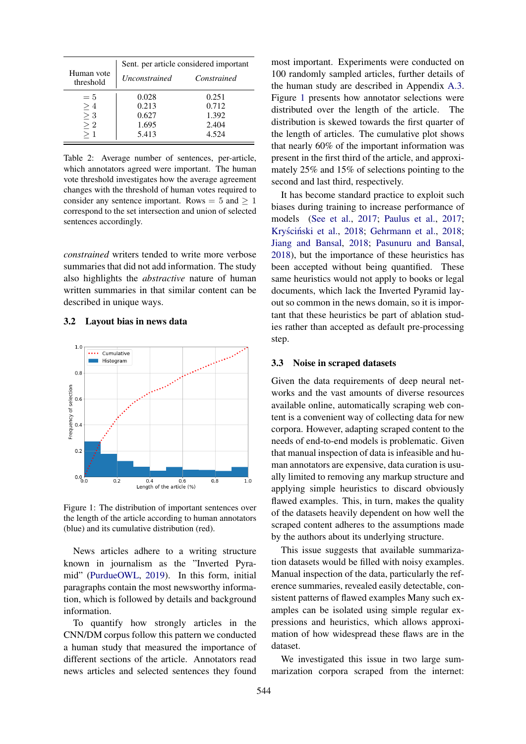| Human vote threshold | Sent. per article considered important | |
|---|---|---|
| | *Unconstrained* | *Constrained* |
| $= 5$ | 0.028 | 0.251 |
| $\geq 4$ | 0.213 | 0.712 |
| $\geq 3$ | 0.627 | 1.392 |
| $\geq 2$ | 1.695 | 2.404 |
| $\geq 1$ | 5.413 | 4.524 |

Table 2: Average number of sentences, per-article, which annotators agreed were important. The human vote threshold investigates how the average agreement changes with the threshold of human votes required to consider any sentence important. Rows $= 5$ and $\geq 1$ correspond to the set intersection and union of selected sentences accordingly.

*constrained* writers tended to write more verbose summaries that did not add information. The study also highlights the *abstractive* nature of human written summaries in that similar content can be described in unique ways.

### 3.2 Layout bias in news data

Figure 1: The distribution of important sentences over the length of the article according to human annotators (blue) and its cumulative distribution (red).

News articles adhere to a writing structure known in journalism as the "Inverted Pyramid" (PurdueOWL, 2019). In this form, initial paragraphs contain the most newsworthy information, which is followed by details and background information.

To quantify how strongly articles in the CNN/DM corpus follow this pattern we conducted a human study that measured the importance of different sections of the article. Annotators read news articles and selected sentences they found most important. Experiments were conducted on 100 randomly sampled articles, further details of the human study are described in Appendix A.3. Figure 1 presents how annotator selections were distributed over the length of the article. The distribution is skewed towards the first quarter of the length of articles. The cumulative plot shows that nearly 60% of the important information was present in the first third of the article, and approximately 25% and 15% of selections pointing to the second and last third, respectively.

It has become standard practice to exploit such biases during training to increase performance of models (See et al., 2017; Paulus et al., 2017; Kryściński et al., 2018; Gehrmann et al., 2018; Jiang and Bansal, 2018; Pasunuru and Bansal, 2018), but the importance of these heuristics has been accepted without being quantified. These same heuristics would not apply to books or legal documents, which lack the Inverted Pyramid layout so common in the news domain, so it is important that these heuristics be part of ablation studies rather than accepted as default pre-processing step.

### 3.3 Noise in scraped datasets

Given the data requirements of deep neural networks and the vast amounts of diverse resources available online, automatically scraping web content is a convenient way of collecting data for new corpora. However, adapting scraped content to the needs of end-to-end models is problematic. Given that manual inspection of data is infeasible and human annotators are expensive, data curation is usually limited to removing any markup structure and applying simple heuristics to discard obviously flawed examples. This, in turn, makes the quality of the datasets heavily dependent on how well the scraped content adheres to the assumptions made by the authors about its underlying structure.

This issue suggests that available summarization datasets would be filled with noisy examples. Manual inspection of the data, particularly the reference summaries, revealed easily detectable, consistent patterns of flawed examples Many such examples can be isolated using simple regular expressions and heuristics, which allows approximation of how widespread these flaws are in the dataset.

We investigated this issue in two large summarization corpora scraped from the internet: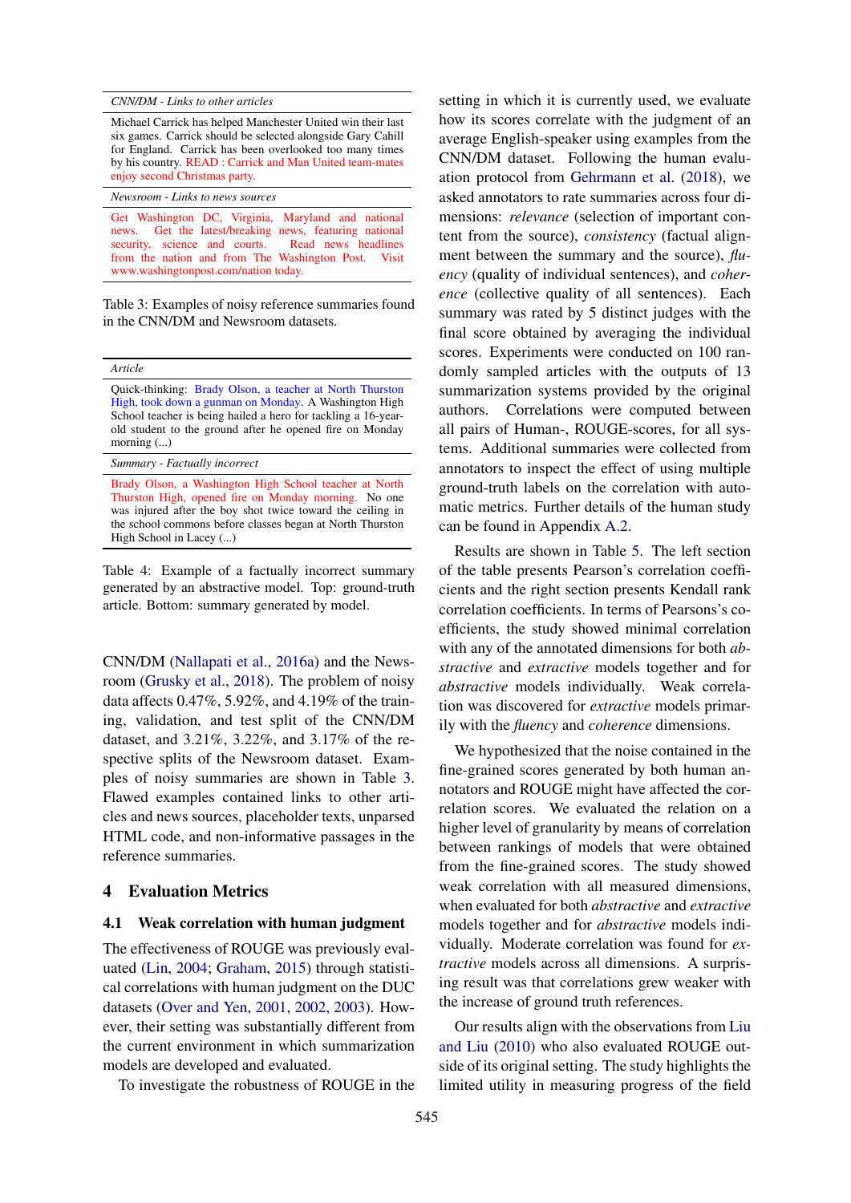| *CNN/DM - Links to other articles* |
|---|
| Michael Carrick has helped Manchester United win their last six games. Carrick should be selected alongside Gary Cahill for England. Carrick has been overlooked too many times by his country. READ : Carrick and Man United team-mates enjoy second Christmas party. |
| *Newsroom - Links to news sources* |
| Get Washington DC, Virginia, Maryland and national news. Get the latest/breaking news, featuring national security, science and courts. Read news headlines from the nation and from The Washington Post. Visit www.washingtonpost.com/nation today. |

Table 3: Examples of noisy reference summaries found in the CNN/DM and Newsroom datasets.

| *Article* |
|---|
| Quick-thinking: Brady Olson, a teacher at North Thurston High, took down a gunman on Monday. A Washington High School teacher is being hailed a hero for tackling a 16-year-old student to the ground after he opened fire on Monday morning (...) |
| *Summary - Factually incorrect* |
| Brady Olson, a Washington High School teacher at North Thurston High, opened fire on Monday morning. No one was injured after the boy shot twice toward the ceiling in the school commons before classes began at North Thurston High School in Lacey (...) |

Table 4: Example of a factually incorrect summary generated by an abstractive model. Top: ground-truth article. Bottom: summary generated by model.

CNN/DM (Nallapati et al., 2016a) and the Newsroom (Grusky et al., 2018). The problem of noisy data affects 0.47%, 5.92%, and 4.19% of the training, validation, and test split of the CNN/DM dataset, and 3.21%, 3.22%, and 3.17% of the respective splits of the Newsroom dataset. Examples of noisy summaries are shown in Table 3. Flawed examples contained links to other articles and news sources, placeholder texts, unparsed HTML code, and non-informative passages in the reference summaries.

## 4 Evaluation Metrics

### 4.1 Weak correlation with human judgment

The effectiveness of ROUGE was previously evaluated (Lin, 2004; Graham, 2015) through statistical correlations with human judgment on the DUC datasets (Over and Yen, 2001, 2002, 2003). However, their setting was substantially different from the current environment in which summarization models are developed and evaluated.

To investigate the robustness of ROUGE in the setting in which it is currently used, we evaluate how its scores correlate with the judgment of an average English-speaker using examples from the CNN/DM dataset. Following the human evaluation protocol from Gehrmann et al. (2018), we asked annotators to rate summaries across four dimensions: *relevance* (selection of important content from the source), *consistency* (factual alignment between the summary and the source), *fluency* (quality of individual sentences), and *coherence* (collective quality of all sentences). Each summary was rated by 5 distinct judges with the final score obtained by averaging the individual scores. Experiments were conducted on 100 randomly sampled articles with the outputs of 13 summarization systems provided by the original authors. Correlations were computed between all pairs of Human-, ROUGE-scores, for all systems. Additional summaries were collected from annotators to inspect the effect of using multiple ground-truth labels on the correlation with automatic metrics. Further details of the human study can be found in Appendix A.2.

Results are shown in Table 5. The left section of the table presents Pearson's correlation coefficients and the right section presents Kendall rank correlation coefficients. In terms of Pearsons's coefficients, the study showed minimal correlation with any of the annotated dimensions for both *abstractive* and *extractive* models together and for *abstractive* models individually. Weak correlation was discovered for *extractive* models primarily with the *fluency* and *coherence* dimensions.

We hypothesized that the noise contained in the fine-grained scores generated by both human annotators and ROUGE might have affected the correlation scores. We evaluated the relation on a higher level of granularity by means of correlation between rankings of models that were obtained from the fine-grained scores. The study showed weak correlation with all measured dimensions, when evaluated for both *abstractive* and *extractive* models together and for *abstractive* models individually. Moderate correlation was found for *extractive* models across all dimensions. A surprising result was that correlations grew weaker with the increase of ground truth references.

Our results align with the observations from Liu and Liu (2010) who also evaluated ROUGE outside of its original setting. The study highlights the limited utility in measuring progress of the field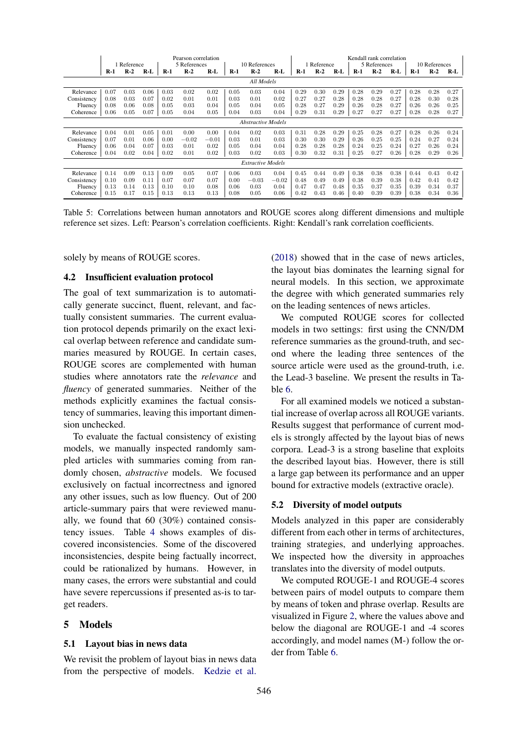| | Pearson correlation | | | | | | | | | Kendall rank correlation | | | | | | | | |
|---|---|---|---|---|---|---|---|---|---|---|---|---|---|---|---|---|---|---|
| | 1 Reference | | | 5 References | | | 10 References | | | 1 Reference | | | 5 References | | | 10 References | | |
| | R-1 | R-2 | R-L | R-1 | R-2 | R-L | R-1 | R-2 | R-L | R-1 | R-2 | R-L | R-1 | R-2 | R-L | R-1 | R-2 | R-L |
| *All Models* | | | | | | | | | | | | | | | | | | |
| Relevance | 0.07 | 0.03 | 0.06 | 0.03 | 0.02 | 0.02 | 0.05 | 0.03 | 0.04 | 0.29 | 0.30 | 0.29 | 0.28 | 0.29 | 0.27 | 0.28 | 0.28 | 0.27 |
| Consistency | 0.08 | 0.03 | 0.07 | 0.02 | 0.01 | 0.01 | 0.03 | 0.01 | 0.02 | 0.27 | 0.27 | 0.28 | 0.28 | 0.28 | 0.27 | 0.28 | 0.30 | 0.28 |
| Fluency | 0.08 | 0.06 | 0.08 | 0.05 | 0.03 | 0.04 | 0.05 | 0.04 | 0.05 | 0.28 | 0.27 | 0.29 | 0.26 | 0.28 | 0.27 | 0.26 | 0.26 | 0.25 |
| Coherence | 0.06 | 0.05 | 0.07 | 0.05 | 0.04 | 0.05 | 0.04 | 0.03 | 0.04 | 0.29 | 0.31 | 0.29 | 0.27 | 0.27 | 0.27 | 0.28 | 0.28 | 0.27 |
| *Abstractive Models* | | | | | | | | | | | | | | | | | | |
| Relevance | 0.04 | 0.01 | 0.05 | 0.01 | 0.00 | 0.00 | 0.04 | 0.02 | 0.03 | 0.31 | 0.28 | 0.29 | 0.25 | 0.28 | 0.27 | 0.28 | 0.26 | 0.24 |
| Consistency | 0.07 | 0.01 | 0.06 | 0.00 | −0.02 | −0.01 | 0.03 | 0.01 | 0.03 | 0.30 | 0.30 | 0.29 | 0.26 | 0.25 | 0.25 | 0.24 | 0.27 | 0.24 |
| Fluency | 0.06 | 0.04 | 0.07 | 0.03 | 0.01 | 0.02 | 0.05 | 0.04 | 0.04 | 0.28 | 0.28 | 0.28 | 0.24 | 0.25 | 0.24 | 0.27 | 0.26 | 0.24 |
| Coherence | 0.04 | 0.02 | 0.04 | 0.02 | 0.01 | 0.02 | 0.03 | 0.02 | 0.03 | 0.30 | 0.32 | 0.31 | 0.25 | 0.27 | 0.26 | 0.28 | 0.29 | 0.26 |
| *Extractive Models* | | | | | | | | | | | | | | | | | | |
| Relevance | 0.14 | 0.09 | 0.13 | 0.09 | 0.05 | 0.07 | 0.06 | 0.03 | 0.04 | 0.45 | 0.44 | 0.49 | 0.38 | 0.38 | 0.38 | 0.44 | 0.43 | 0.42 |
| Consistency | 0.10 | 0.09 | 0.11 | 0.07 | 0.07 | 0.07 | 0.00 | −0.03 | −0.02 | 0.48 | 0.49 | 0.49 | 0.38 | 0.39 | 0.38 | 0.42 | 0.41 | 0.42 |
| Fluency | 0.13 | 0.14 | 0.13 | 0.10 | 0.10 | 0.08 | 0.06 | 0.03 | 0.04 | 0.47 | 0.47 | 0.48 | 0.35 | 0.37 | 0.35 | 0.39 | 0.34 | 0.37 |
| Coherence | 0.15 | 0.17 | 0.15 | 0.13 | 0.13 | 0.13 | 0.08 | 0.05 | 0.06 | 0.42 | 0.43 | 0.46 | 0.40 | 0.39 | 0.39 | 0.38 | 0.34 | 0.36 |

Table 5: Correlations between human annotators and ROUGE scores along different dimensions and multiple reference set sizes. Left: Pearson's correlation coefficients. Right: Kendall's rank correlation coefficients.

solely by means of ROUGE scores.

### 4.2 Insufficient evaluation protocol

The goal of text summarization is to automatically generate succinct, fluent, relevant, and factually consistent summaries. The current evaluation protocol depends primarily on the exact lexical overlap between reference and candidate summaries measured by ROUGE. In certain cases, ROUGE scores are complemented with human studies where annotators rate the *relevance* and *fluency* of generated summaries. Neither of the methods explicitly examines the factual consistency of summaries, leaving this important dimension unchecked.

To evaluate the factual consistency of existing models, we manually inspected randomly sampled articles with summaries coming from randomly chosen, *abstractive* models. We focused exclusively on factual incorrectness and ignored any other issues, such as low fluency. Out of 200 article-summary pairs that were reviewed manually, we found that 60 (30%) contained consistency issues. Table 4 shows examples of discovered inconsistencies. Some of the discovered inconsistencies, despite being factually incorrect, could be rationalized by humans. However, in many cases, the errors were substantial and could have severe repercussions if presented as-is to target readers.

## 5 Models

### 5.1 Layout bias in news data

We revisit the problem of layout bias in news data from the perspective of models. Kedzie et al. (2018) showed that in the case of news articles, the layout bias dominates the learning signal for neural models. In this section, we approximate the degree with which generated summaries rely on the leading sentences of news articles.

We computed ROUGE scores for collected models in two settings: first using the CNN/DM reference summaries as the ground-truth, and second where the leading three sentences of the source article were used as the ground-truth, i.e. the Lead-3 baseline. We present the results in Table 6.

For all examined models we noticed a substantial increase of overlap across all ROUGE variants. Results suggest that performance of current models is strongly affected by the layout bias of news corpora. Lead-3 is a strong baseline that exploits the described layout bias. However, there is still a large gap between its performance and an upper bound for extractive models (extractive oracle).

### 5.2 Diversity of model outputs

Models analyzed in this paper are considerably different from each other in terms of architectures, training strategies, and underlying approaches. We inspected how the diversity in approaches translates into the diversity of model outputs.

We computed ROUGE-1 and ROUGE-4 scores between pairs of model outputs to compare them by means of token and phrase overlap. Results are visualized in Figure 2, where the values above and below the diagonal are ROUGE-1 and -4 scores accordingly, and model names (M-) follow the order from Table 6.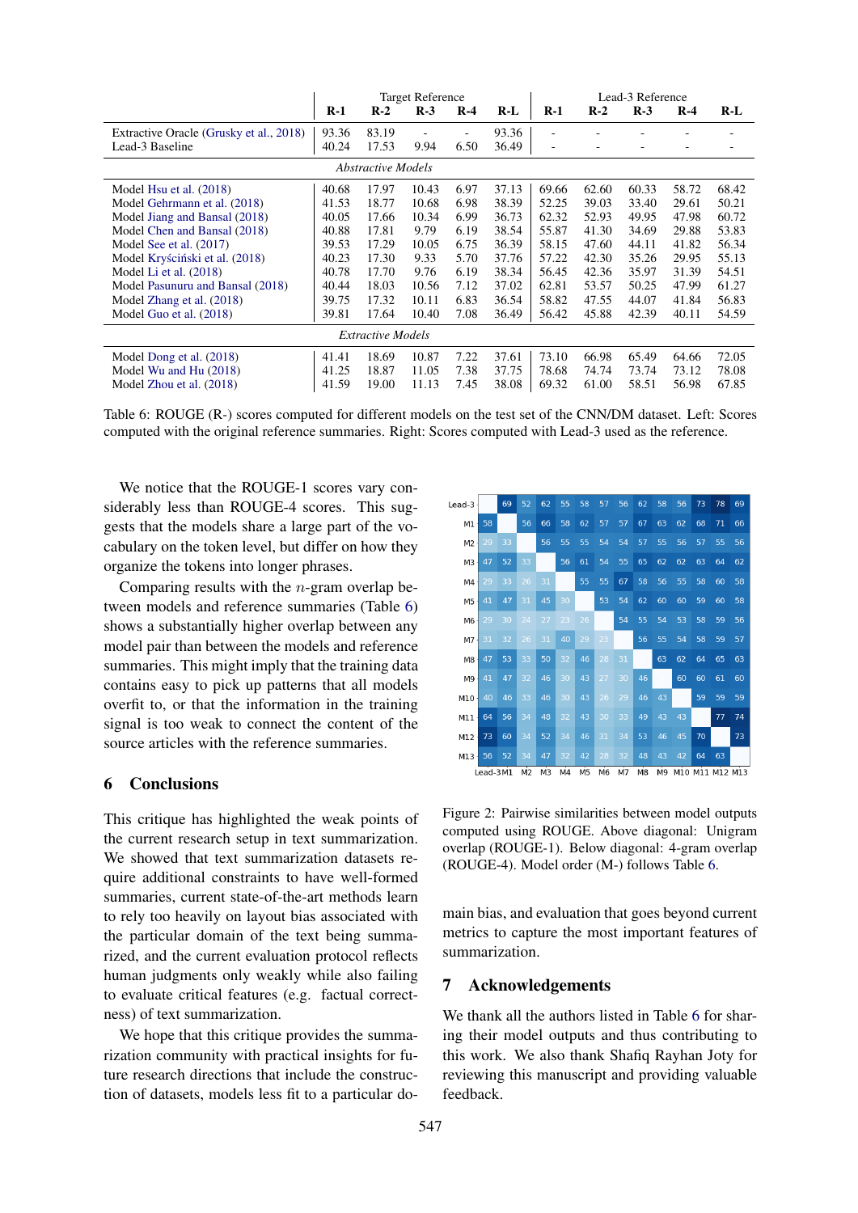| | Target Reference | | | | | Lead-3 Reference | | | | |
|---|---|---|---|---|---|---|---|---|---|---|
| | **R-1** | **R-2** | **R-3** | **R-4** | **R-L** | **R-1** | **R-2** | **R-3** | **R-4** | **R-L** |
| Extractive Oracle (Grusky et al., 2018) | 93.36 | 83.19 | - | - | 93.36 | - | - | - | - | - |
| Lead-3 Baseline | 40.24 | 17.53 | 9.94 | 6.50 | 36.49 | - | - | - | - | - |
| *Abstractive Models* | | | | | | | | | | |
| Model Hsu et al. (2018) | 40.68 | 17.97 | 10.43 | 6.97 | 37.13 | 69.66 | 62.60 | 60.33 | 58.72 | 68.42 |
| Model Gehrmann et al. (2018) | 41.53 | 18.77 | 10.68 | 6.98 | 38.39 | 52.25 | 39.03 | 33.40 | 29.61 | 50.21 |
| Model Jiang and Bansal (2018) | 40.05 | 17.66 | 10.34 | 6.99 | 36.73 | 62.32 | 52.93 | 49.95 | 47.98 | 60.72 |
| Model Chen and Bansal (2018) | 40.88 | 17.81 | 9.79 | 6.19 | 38.54 | 55.87 | 41.30 | 34.69 | 29.88 | 53.83 |
| Model See et al. (2017) | 39.53 | 17.29 | 10.05 | 6.75 | 36.39 | 58.15 | 47.60 | 44.11 | 41.82 | 56.34 |
| Model Kryściński et al. (2018) | 40.23 | 17.30 | 9.33 | 5.70 | 37.76 | 57.22 | 42.30 | 35.26 | 29.95 | 55.13 |
| Model Li et al. (2018) | 40.78 | 17.70 | 9.76 | 6.19 | 38.34 | 56.45 | 42.36 | 35.97 | 31.39 | 54.51 |
| Model Pasunuru and Bansal (2018) | 40.44 | 18.03 | 10.56 | 7.12 | 37.02 | 62.81 | 53.57 | 50.25 | 47.99 | 61.27 |
| Model Zhang et al. (2018) | 39.75 | 17.32 | 10.11 | 6.83 | 36.54 | 58.82 | 47.55 | 44.07 | 41.84 | 56.83 |
| Model Guo et al. (2018) | 39.81 | 17.64 | 10.40 | 7.08 | 36.49 | 56.42 | 45.88 | 42.39 | 40.11 | 54.59 |
| *Extractive Models* | | | | | | | | | | |
| Model Dong et al. (2018) | 41.41 | 18.69 | 10.87 | 7.22 | 37.61 | 73.10 | 66.98 | 65.49 | 64.66 | 72.05 |
| Model Wu and Hu (2018) | 41.25 | 18.87 | 11.05 | 7.38 | 37.75 | 78.68 | 74.74 | 73.74 | 73.12 | 78.08 |
| Model Zhou et al. (2018) | 41.59 | 19.00 | 11.13 | 7.45 | 38.08 | 69.32 | 61.00 | 58.51 | 56.98 | 67.85 |

Table 6: ROUGE (R-) scores computed for different models on the test set of the CNN/DM dataset. Left: Scores computed with the original reference summaries. Right: Scores computed with Lead-3 used as the reference.

We notice that the ROUGE-1 scores vary considerably less than ROUGE-4 scores. This suggests that the models share a large part of the vocabulary on the token level, but differ on how they organize the tokens into longer phrases.

Comparing results with the $n$-gram overlap between models and reference summaries (Table 6) shows a substantially higher overlap between any model pair than between the models and reference summaries. This might imply that the training data contains easy to pick up patterns that all models overfit to, or that the information in the training signal is too weak to connect the content of the source articles with the reference summaries.

| | Lead-3 | M1 | M2 | M3 | M4 | M5 | M6 | M7 | M8 | M9 | M10 | M11 | M12 | M13 |
|---|---|---|---|---|---|---|---|---|---|---|---|---|---|---|
| Lead-3 | | 69 | 52 | 62 | 55 | 58 | 57 | 56 | 62 | 58 | 56 | 73 | 78 | 69 |
| M1 | 58 | | 56 | 66 | 58 | 62 | 57 | 57 | 67 | 63 | 62 | 68 | 71 | 66 |
| M2 | 29 | 33 | | 56 | 55 | 55 | 54 | 54 | 57 | 55 | 56 | 57 | 55 | 56 |
| M3 | 47 | 52 | 33 | | 56 | 61 | 54 | 55 | 65 | 62 | 62 | 63 | 64 | 62 |
| M4 | 29 | 33 | 26 | 31 | | 55 | 55 | 67 | 58 | 56 | 55 | 58 | 60 | 58 |
| M5 | 41 | 47 | 31 | 45 | 30 | | 53 | 54 | 62 | 60 | 60 | 59 | 60 | 58 |
| M6 | 29 | 30 | 24 | 27 | 23 | 26 | | 54 | 55 | 54 | 53 | 58 | 59 | 56 |
| M7 | 31 | 32 | 26 | 31 | 40 | 29 | 23 | | 56 | 55 | 54 | 58 | 59 | 57 |
| M8 | 47 | 53 | 33 | 50 | 32 | 46 | 28 | 31 | | 63 | 62 | 64 | 65 | 63 |
| M9 | 41 | 47 | 32 | 46 | 30 | 43 | 27 | 30 | 46 | | 60 | 60 | 61 | 60 |
| M10 | 40 | 46 | 33 | 46 | 30 | 43 | 26 | 29 | 46 | 43 | | 59 | 59 | 59 |
| M11 | 64 | 56 | 34 | 48 | 32 | 43 | 30 | 33 | 49 | 43 | 43 | | 77 | 74 |
| M12 | 73 | 60 | 34 | 52 | 34 | 46 | 31 | 34 | 53 | 46 | 45 | 70 | | 73 |
| M13 | 56 | 52 | 34 | 47 | 32 | 42 | 28 | 32 | 48 | 43 | 42 | 64 | 63 | |

Figure 2: Pairwise similarities between model outputs computed using ROUGE. Above diagonal: Unigram overlap (ROUGE-1). Below diagonal: 4-gram overlap (ROUGE-4). Model order (M-) follows Table 6.

## 6 Conclusions

This critique has highlighted the weak points of the current research setup in text summarization. We showed that text summarization datasets require additional constraints to have well-formed summaries, current state-of-the-art methods learn to rely too heavily on layout bias associated with the particular domain of the text being summarized, and the current evaluation protocol reflects human judgments only weakly while also failing to evaluate critical features (e.g. factual correctness) of text summarization.

We hope that this critique provides the summarization community with practical insights for future research directions that include the construction of datasets, models less fit to a particular domain bias, and evaluation that goes beyond current metrics to capture the most important features of summarization.

## 7 Acknowledgements

We thank all the authors listed in Table 6 for sharing their model outputs and thus contributing to this work. We also thank Shafiq Rayhan Joty for reviewing this manuscript and providing valuable feedback.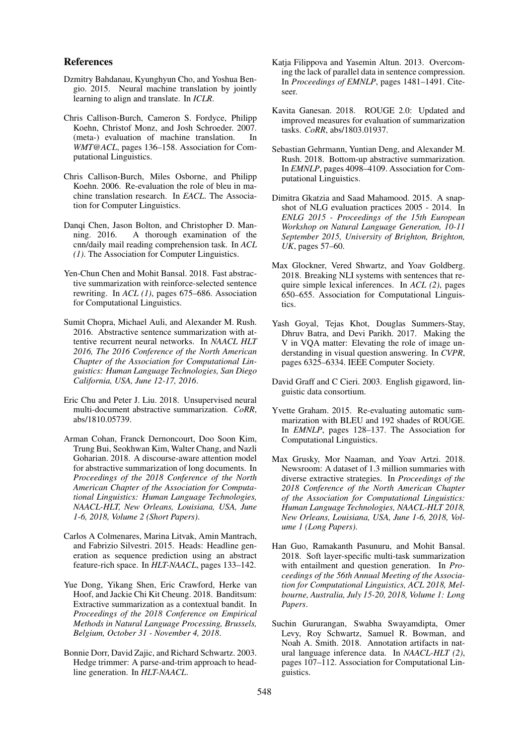## References

Dzmitry Bahdanau, Kyunghyun Cho, and Yoshua Bengio. 2015. Neural machine translation by jointly learning to align and translate. In *ICLR*.

Chris Callison-Burch, Cameron S. Fordyce, Philipp Koehn, Christof Monz, and Josh Schroeder. 2007. (meta-) evaluation of machine translation. In *WMT@ACL*, pages 136–158. Association for Computational Linguistics.

Chris Callison-Burch, Miles Osborne, and Philipp Koehn. 2006. Re-evaluation the role of bleu in machine translation research. In *EACL*. The Association for Computer Linguistics.

Danqi Chen, Jason Bolton, and Christopher D. Manning. 2016. A thorough examination of the cnn/daily mail reading comprehension task. In *ACL (1)*. The Association for Computer Linguistics.

Yen-Chun Chen and Mohit Bansal. 2018. Fast abstractive summarization with reinforce-selected sentence rewriting. In *ACL (1)*, pages 675–686. Association for Computational Linguistics.

Sumit Chopra, Michael Auli, and Alexander M. Rush. 2016. Abstractive sentence summarization with attentive recurrent neural networks. In *NAACL HLT 2016, The 2016 Conference of the North American Chapter of the Association for Computational Linguistics: Human Language Technologies, San Diego California, USA, June 12-17, 2016*.

Eric Chu and Peter J. Liu. 2018. Unsupervised neural multi-document abstractive summarization. *CoRR*, abs/1810.05739.

Arman Cohan, Franck Dernoncourt, Doo Soon Kim, Trung Bui, Seokhwan Kim, Walter Chang, and Nazli Goharian. 2018. A discourse-aware attention model for abstractive summarization of long documents. In *Proceedings of the 2018 Conference of the North American Chapter of the Association for Computational Linguistics: Human Language Technologies, NAACL-HLT, New Orleans, Louisiana, USA, June 1-6, 2018, Volume 2 (Short Papers)*.

Carlos A Colmenares, Marina Litvak, Amin Mantrach, and Fabrizio Silvestri. 2015. Heads: Headline generation as sequence prediction using an abstract feature-rich space. In *HLT-NAACL*, pages 133–142.

Yue Dong, Yikang Shen, Eric Crawford, Herke van Hoof, and Jackie Chi Kit Cheung. 2018. Banditsum: Extractive summarization as a contextual bandit. In *Proceedings of the 2018 Conference on Empirical Methods in Natural Language Processing, Brussels, Belgium, October 31 - November 4, 2018*.

Bonnie Dorr, David Zajic, and Richard Schwartz. 2003. Hedge trimmer: A parse-and-trim approach to headline generation. In *HLT-NAACL*.

Katja Filippova and Yasemin Altun. 2013. Overcoming the lack of parallel data in sentence compression. In *Proceedings of EMNLP*, pages 1481–1491. Citeseer.

Kavita Ganesan. 2018. ROUGE 2.0: Updated and improved measures for evaluation of summarization tasks. *CoRR*, abs/1803.01937.

Sebastian Gehrmann, Yuntian Deng, and Alexander M. Rush. 2018. Bottom-up abstractive summarization. In *EMNLP*, pages 4098–4109. Association for Computational Linguistics.

Dimitra Gkatzia and Saad Mahamood. 2015. A snapshot of NLG evaluation practices 2005 - 2014. In *ENLG 2015 - Proceedings of the 15th European Workshop on Natural Language Generation, 10-11 September 2015, University of Brighton, Brighton, UK*, pages 57–60.

Max Glockner, Vered Shwartz, and Yoav Goldberg. 2018. Breaking NLI systems with sentences that require simple lexical inferences. In *ACL (2)*, pages 650–655. Association for Computational Linguistics.

Yash Goyal, Tejas Khot, Douglas Summers-Stay, Dhruv Batra, and Devi Parikh. 2017. Making the V in VQA matter: Elevating the role of image understanding in visual question answering. In *CVPR*, pages 6325–6334. IEEE Computer Society.

David Graff and C Cieri. 2003. English gigaword, linguistic data consortium.

Yvette Graham. 2015. Re-evaluating automatic summarization with BLEU and 192 shades of ROUGE. In *EMNLP*, pages 128–137. The Association for Computational Linguistics.

Max Grusky, Mor Naaman, and Yoav Artzi. 2018. Newsroom: A dataset of 1.3 million summaries with diverse extractive strategies. In *Proceedings of the 2018 Conference of the North American Chapter of the Association for Computational Linguistics: Human Language Technologies, NAACL-HLT 2018, New Orleans, Louisiana, USA, June 1-6, 2018, Volume 1 (Long Papers)*.

Han Guo, Ramakanth Pasunuru, and Mohit Bansal. 2018. Soft layer-specific multi-task summarization with entailment and question generation. In *Proceedings of the 56th Annual Meeting of the Association for Computational Linguistics, ACL 2018, Melbourne, Australia, July 15-20, 2018, Volume 1: Long Papers*.

Suchin Gururangan, Swabha Swayamdipta, Omer Levy, Roy Schwartz, Samuel R. Bowman, and Noah A. Smith. 2018. Annotation artifacts in natural language inference data. In *NAACL-HLT (2)*, pages 107–112. Association for Computational Linguistics.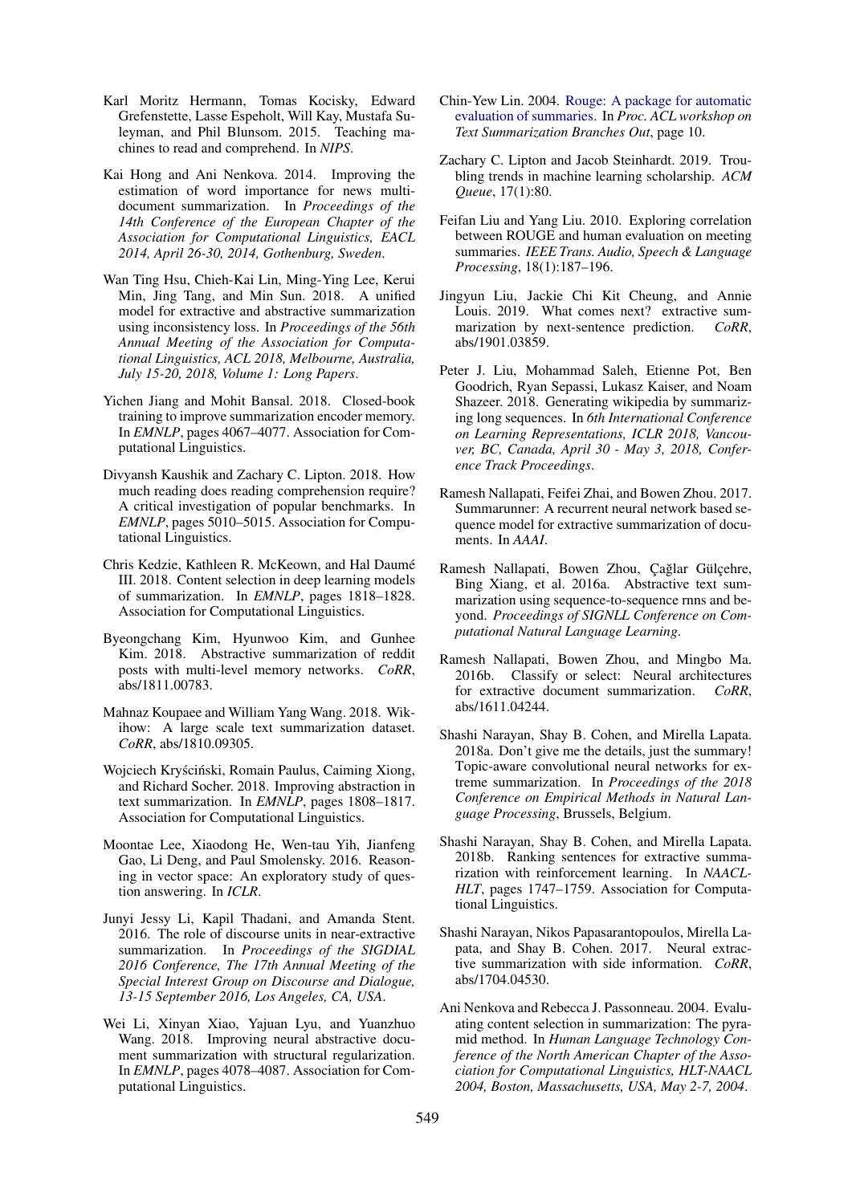Karl Moritz Hermann, Tomas Kocisky, Edward Grefenstette, Lasse Espeholt, Will Kay, Mustafa Suleyman, and Phil Blunsom. 2015. Teaching machines to read and comprehend. In *NIPS*.

Kai Hong and Ani Nenkova. 2014. Improving the estimation of word importance for news multi-document summarization. In *Proceedings of the 14th Conference of the European Chapter of the Association for Computational Linguistics, EACL 2014, April 26-30, 2014, Gothenburg, Sweden*.

Wan Ting Hsu, Chieh-Kai Lin, Ming-Ying Lee, Kerui Min, Jing Tang, and Min Sun. 2018. A unified model for extractive and abstractive summarization using inconsistency loss. In *Proceedings of the 56th Annual Meeting of the Association for Computational Linguistics, ACL 2018, Melbourne, Australia, July 15-20, 2018, Volume 1: Long Papers*.

Yichen Jiang and Mohit Bansal. 2018. Closed-book training to improve summarization encoder memory. In *EMNLP*, pages 4067–4077. Association for Computational Linguistics.

Divyansh Kaushik and Zachary C. Lipton. 2018. How much reading does reading comprehension require? A critical investigation of popular benchmarks. In *EMNLP*, pages 5010–5015. Association for Computational Linguistics.

Chris Kedzie, Kathleen R. McKeown, and Hal Daumé III. 2018. Content selection in deep learning models of summarization. In *EMNLP*, pages 1818–1828. Association for Computational Linguistics.

Byeongchang Kim, Hyunwoo Kim, and Gunhee Kim. 2018. Abstractive summarization of reddit posts with multi-level memory networks. *CoRR*, abs/1811.00783.

Mahnaz Koupaee and William Yang Wang. 2018. Wikihow: A large scale text summarization dataset. *CoRR*, abs/1810.09305.

Wojciech Kryściński, Romain Paulus, Caiming Xiong, and Richard Socher. 2018. Improving abstraction in text summarization. In *EMNLP*, pages 1808–1817. Association for Computational Linguistics.

Moontae Lee, Xiaodong He, Wen-tau Yih, Jianfeng Gao, Li Deng, and Paul Smolensky. 2016. Reasoning in vector space: An exploratory study of question answering. In *ICLR*.

Junyi Jessy Li, Kapil Thadani, and Amanda Stent. 2016. The role of discourse units in near-extractive summarization. In *Proceedings of the SIGDIAL 2016 Conference, The 17th Annual Meeting of the Special Interest Group on Discourse and Dialogue, 13-15 September 2016, Los Angeles, CA, USA*.

Wei Li, Xinyan Xiao, Yajuan Lyu, and Yuanzhuo Wang. 2018. Improving neural abstractive document summarization with structural regularization. In *EMNLP*, pages 4078–4087. Association for Computational Linguistics.

Chin-Yew Lin. 2004. Rouge: A package for automatic evaluation of summaries. In *Proc. ACL workshop on Text Summarization Branches Out*, page 10.

Zachary C. Lipton and Jacob Steinhardt. 2019. Troubling trends in machine learning scholarship. *ACM Queue*, 17(1):80.

Feifan Liu and Yang Liu. 2010. Exploring correlation between ROUGE and human evaluation on meeting summaries. *IEEE Trans. Audio, Speech & Language Processing*, 18(1):187–196.

Jingyun Liu, Jackie Chi Kit Cheung, and Annie Louis. 2019. What comes next? extractive summarization by next-sentence prediction. *CoRR*, abs/1901.03859.

Peter J. Liu, Mohammad Saleh, Etienne Pot, Ben Goodrich, Ryan Sepassi, Lukasz Kaiser, and Noam Shazeer. 2018. Generating wikipedia by summarizing long sequences. In *6th International Conference on Learning Representations, ICLR 2018, Vancouver, BC, Canada, April 30 - May 3, 2018, Conference Track Proceedings*.

Ramesh Nallapati, Feifei Zhai, and Bowen Zhou. 2017. Summarunner: A recurrent neural network based sequence model for extractive summarization of documents. In *AAAI*.

Ramesh Nallapati, Bowen Zhou, Çağlar Gülçehre, Bing Xiang, et al. 2016a. Abstractive text summarization using sequence-to-sequence rnns and beyond. *Proceedings of SIGNLL Conference on Computational Natural Language Learning*.

Ramesh Nallapati, Bowen Zhou, and Mingbo Ma. 2016b. Classify or select: Neural architectures for extractive document summarization. *CoRR*, abs/1611.04244.

Shashi Narayan, Shay B. Cohen, and Mirella Lapata. 2018a. Don't give me the details, just the summary! Topic-aware convolutional neural networks for extreme summarization. In *Proceedings of the 2018 Conference on Empirical Methods in Natural Language Processing*, Brussels, Belgium.

Shashi Narayan, Shay B. Cohen, and Mirella Lapata. 2018b. Ranking sentences for extractive summarization with reinforcement learning. In *NAACL-HLT*, pages 1747–1759. Association for Computational Linguistics.

Shashi Narayan, Nikos Papasarantopoulos, Mirella Lapata, and Shay B. Cohen. 2017. Neural extractive summarization with side information. *CoRR*, abs/1704.04530.

Ani Nenkova and Rebecca J. Passonneau. 2004. Evaluating content selection in summarization: The pyramid method. In *Human Language Technology Conference of the North American Chapter of the Association for Computational Linguistics, HLT-NAACL 2004, Boston, Massachusetts, USA, May 2-7, 2004*.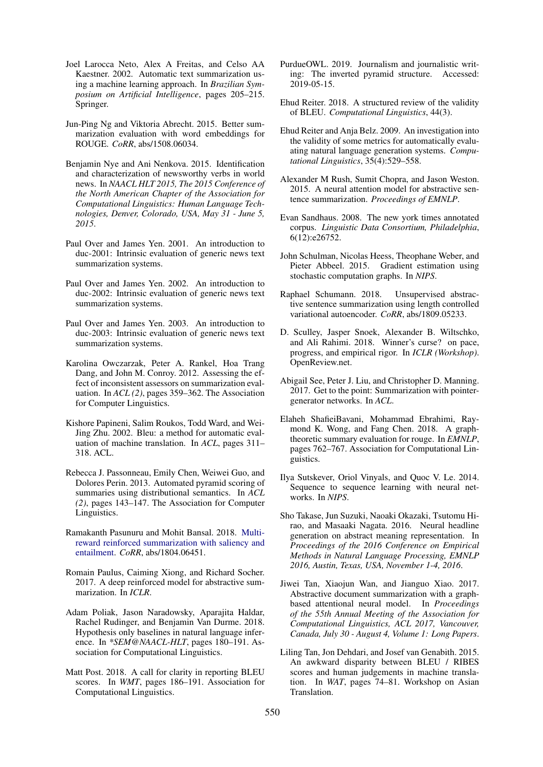Joel Larocca Neto, Alex A Freitas, and Celso AA Kaestner. 2002. Automatic text summarization using a machine learning approach. In *Brazilian Symposium on Artificial Intelligence*, pages 205–215. Springer.

Jun-Ping Ng and Viktoria Abrecht. 2015. Better summarization evaluation with word embeddings for ROUGE. *CoRR*, abs/1508.06034.

Benjamin Nye and Ani Nenkova. 2015. Identification and characterization of newsworthy verbs in world news. In *NAACL HLT 2015, The 2015 Conference of the North American Chapter of the Association for Computational Linguistics: Human Language Technologies, Denver, Colorado, USA, May 31 - June 5, 2015*.

Paul Over and James Yen. 2001. An introduction to duc-2001: Intrinsic evaluation of generic news text summarization systems.

Paul Over and James Yen. 2002. An introduction to duc-2002: Intrinsic evaluation of generic news text summarization systems.

Paul Over and James Yen. 2003. An introduction to duc-2003: Intrinsic evaluation of generic news text summarization systems.

Karolina Owczarzak, Peter A. Rankel, Hoa Trang Dang, and John M. Conroy. 2012. Assessing the effect of inconsistent assessors on summarization evaluation. In *ACL (2)*, pages 359–362. The Association for Computer Linguistics.

Kishore Papineni, Salim Roukos, Todd Ward, and Wei-Jing Zhu. 2002. Bleu: a method for automatic evaluation of machine translation. In *ACL*, pages 311–318. ACL.

Rebecca J. Passonneau, Emily Chen, Weiwei Guo, and Dolores Perin. 2013. Automated pyramid scoring of summaries using distributional semantics. In *ACL (2)*, pages 143–147. The Association for Computer Linguistics.

Ramakanth Pasunuru and Mohit Bansal. 2018. Multi-reward reinforced summarization with saliency and entailment. *CoRR*, abs/1804.06451.

Romain Paulus, Caiming Xiong, and Richard Socher. 2017. A deep reinforced model for abstractive summarization. In *ICLR*.

Adam Poliak, Jason Naradowsky, Aparajita Haldar, Rachel Rudinger, and Benjamin Van Durme. 2018. Hypothesis only baselines in natural language inference. In *\*SEM@NAACL-HLT*, pages 180–191. Association for Computational Linguistics.

Matt Post. 2018. A call for clarity in reporting BLEU scores. In *WMT*, pages 186–191. Association for Computational Linguistics.

PurdueOWL. 2019. Journalism and journalistic writing: The inverted pyramid structure. Accessed: 2019-05-15.

Ehud Reiter. 2018. A structured review of the validity of BLEU. *Computational Linguistics*, 44(3).

Ehud Reiter and Anja Belz. 2009. An investigation into the validity of some metrics for automatically evaluating natural language generation systems. *Computational Linguistics*, 35(4):529–558.

Alexander M Rush, Sumit Chopra, and Jason Weston. 2015. A neural attention model for abstractive sentence summarization. *Proceedings of EMNLP*.

Evan Sandhaus. 2008. The new york times annotated corpus. *Linguistic Data Consortium, Philadelphia*, 6(12):e26752.

John Schulman, Nicolas Heess, Theophane Weber, and Pieter Abbeel. 2015. Gradient estimation using stochastic computation graphs. In *NIPS*.

Raphael Schumann. 2018. Unsupervised abstractive sentence summarization using length controlled variational autoencoder. *CoRR*, abs/1809.05233.

D. Sculley, Jasper Snoek, Alexander B. Wiltschko, and Ali Rahimi. 2018. Winner's curse? on pace, progress, and empirical rigor. In *ICLR (Workshop)*. OpenReview.net.

Abigail See, Peter J. Liu, and Christopher D. Manning. 2017. Get to the point: Summarization with pointer-generator networks. In *ACL*.

Elaheh ShafieiBavani, Mohammad Ebrahimi, Raymond K. Wong, and Fang Chen. 2018. A graph-theoretic summary evaluation for rouge. In *EMNLP*, pages 762–767. Association for Computational Linguistics.

Ilya Sutskever, Oriol Vinyals, and Quoc V. Le. 2014. Sequence to sequence learning with neural networks. In *NIPS*.

Sho Takase, Jun Suzuki, Naoaki Okazaki, Tsutomu Hirao, and Masaaki Nagata. 2016. Neural headline generation on abstract meaning representation. In *Proceedings of the 2016 Conference on Empirical Methods in Natural Language Processing, EMNLP 2016, Austin, Texas, USA, November 1-4, 2016*.

Jiwei Tan, Xiaojun Wan, and Jianguo Xiao. 2017. Abstractive document summarization with a graph-based attentional neural model. In *Proceedings of the 55th Annual Meeting of the Association for Computational Linguistics, ACL 2017, Vancouver, Canada, July 30 - August 4, Volume 1: Long Papers*.

Liling Tan, Jon Dehdari, and Josef van Genabith. 2015. An awkward disparity between BLEU / RIBES scores and human judgements in machine translation. In *WAT*, pages 74–81. Workshop on Asian Translation.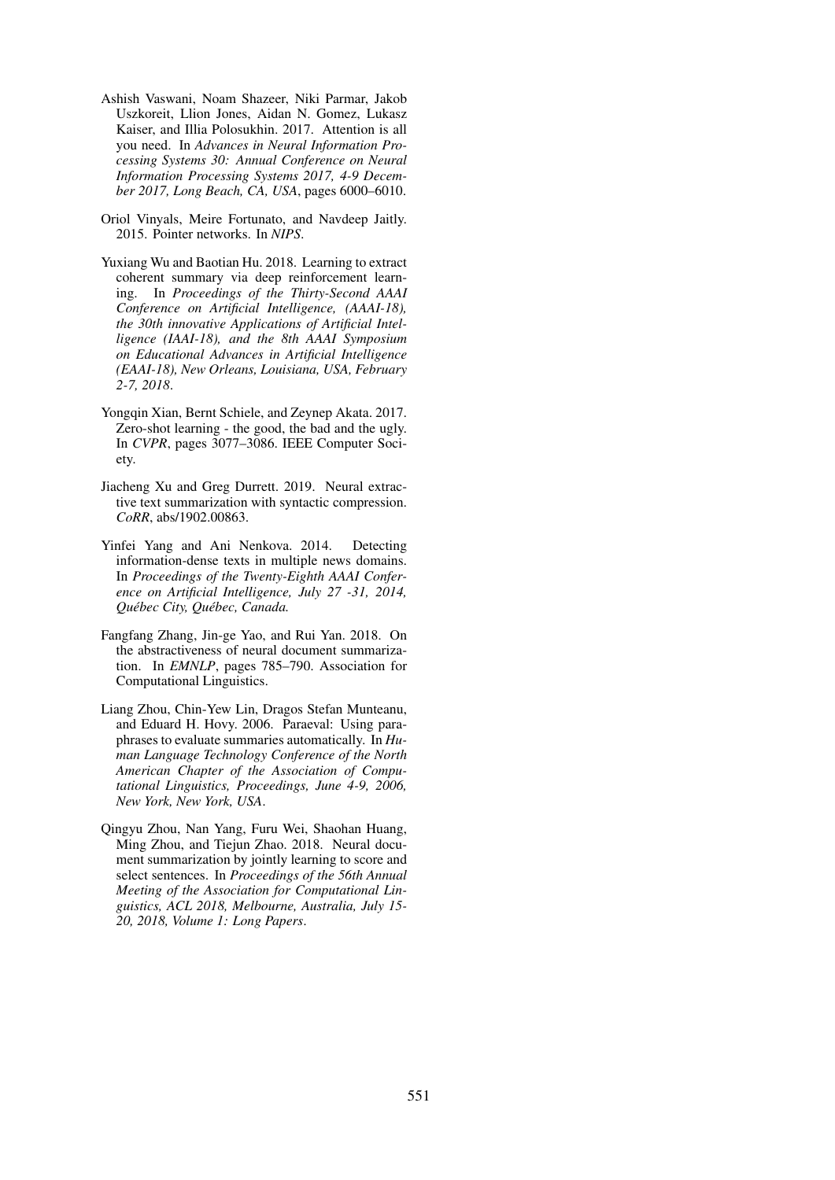Ashish Vaswani, Noam Shazeer, Niki Parmar, Jakob Uszkoreit, Llion Jones, Aidan N. Gomez, Lukasz Kaiser, and Illia Polosukhin. 2017. Attention is all you need. In *Advances in Neural Information Processing Systems 30: Annual Conference on Neural Information Processing Systems 2017, 4-9 December 2017, Long Beach, CA, USA*, pages 6000–6010.

Oriol Vinyals, Meire Fortunato, and Navdeep Jaitly. 2015. Pointer networks. In *NIPS*.

Yuxiang Wu and Baotian Hu. 2018. Learning to extract coherent summary via deep reinforcement learning. In *Proceedings of the Thirty-Second AAAI Conference on Artificial Intelligence, (AAAI-18), the 30th innovative Applications of Artificial Intelligence (IAAI-18), and the 8th AAAI Symposium on Educational Advances in Artificial Intelligence (EAAI-18), New Orleans, Louisiana, USA, February 2-7, 2018*.

Yongqin Xian, Bernt Schiele, and Zeynep Akata. 2017. Zero-shot learning - the good, the bad and the ugly. In *CVPR*, pages 3077–3086. IEEE Computer Society.

Jiacheng Xu and Greg Durrett. 2019. Neural extractive text summarization with syntactic compression. *CoRR*, abs/1902.00863.

Yinfei Yang and Ani Nenkova. 2014. Detecting information-dense texts in multiple news domains. In *Proceedings of the Twenty-Eighth AAAI Conference on Artificial Intelligence, July 27 -31, 2014, Québec City, Québec, Canada.*

Fangfang Zhang, Jin-ge Yao, and Rui Yan. 2018. On the abstractiveness of neural document summarization. In *EMNLP*, pages 785–790. Association for Computational Linguistics.

Liang Zhou, Chin-Yew Lin, Dragos Stefan Munteanu, and Eduard H. Hovy. 2006. Paraeval: Using paraphrases to evaluate summaries automatically. In *Human Language Technology Conference of the North American Chapter of the Association of Computational Linguistics, Proceedings, June 4-9, 2006, New York, New York, USA*.

Qingyu Zhou, Nan Yang, Furu Wei, Shaohan Huang, Ming Zhou, and Tiejun Zhao. 2018. Neural document summarization by jointly learning to score and select sentences. In *Proceedings of the 56th Annual Meeting of the Association for Computational Linguistics, ACL 2018, Melbourne, Australia, July 15-20, 2018, Volume 1: Long Papers*.